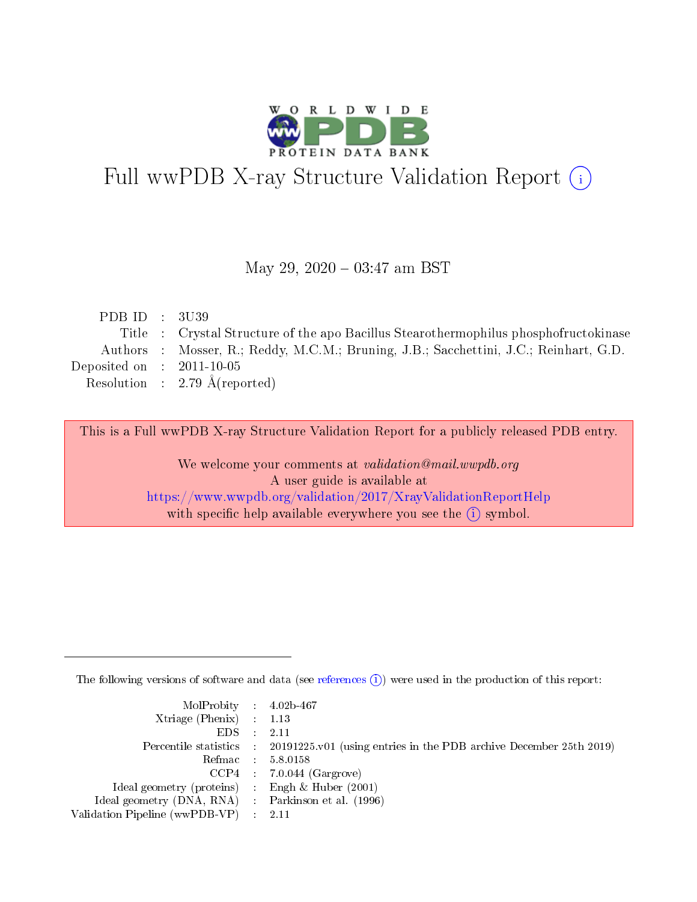# Full wwPDB X-ray Structure Validation Report (i)

May 29, 2020 – 03:47 am BST

| | | |
|---|---|---|
| PDB ID | : | 3U39 |
| Title | : | Crystal Structure of the apo Bacillus Stearothermophilus phosphofructokinase |
| Authors | : | Mosser, R.; Reddy, M.C.M.; Bruning, J.B.; Sacchettini, J.C.; Reinhart, G.D. |
| Deposited on | : | 2011-10-05 |
| Resolution | : | 2.79 Å(reported) |

This is a Full wwPDB X-ray Structure Validation Report for a publicly released PDB entry.

We welcome your comments at *validation@mail.wwpdb.org*
A user guide is available at
https://www.wwpdb.org/validation/2017/XrayValidationReportHelp
with specific help available everywhere you see the (i) symbol.

The following versions of software and data (see references (i)) were used in the production of this report:

| | | |
|---|---|---|
| MolProbity | : | 4.02b-467 |
| Xtriage (Phenix) | : | 1.13 |
| EDS | : | 2.11 |
| Percentile statistics | : | 20191225.v01 (using entries in the PDB archive December 25th 2019) |
| Refmac | : | 5.8.0158 |
| CCP4 | : | 7.0.044 (Gargrove) |
| Ideal geometry (proteins) | : | Engh & Huber (2001) |
| Ideal geometry (DNA, RNA) | : | Parkinson et al. (1996) |
| Validation Pipeline (wwPDB-VP) | : | 2.11 |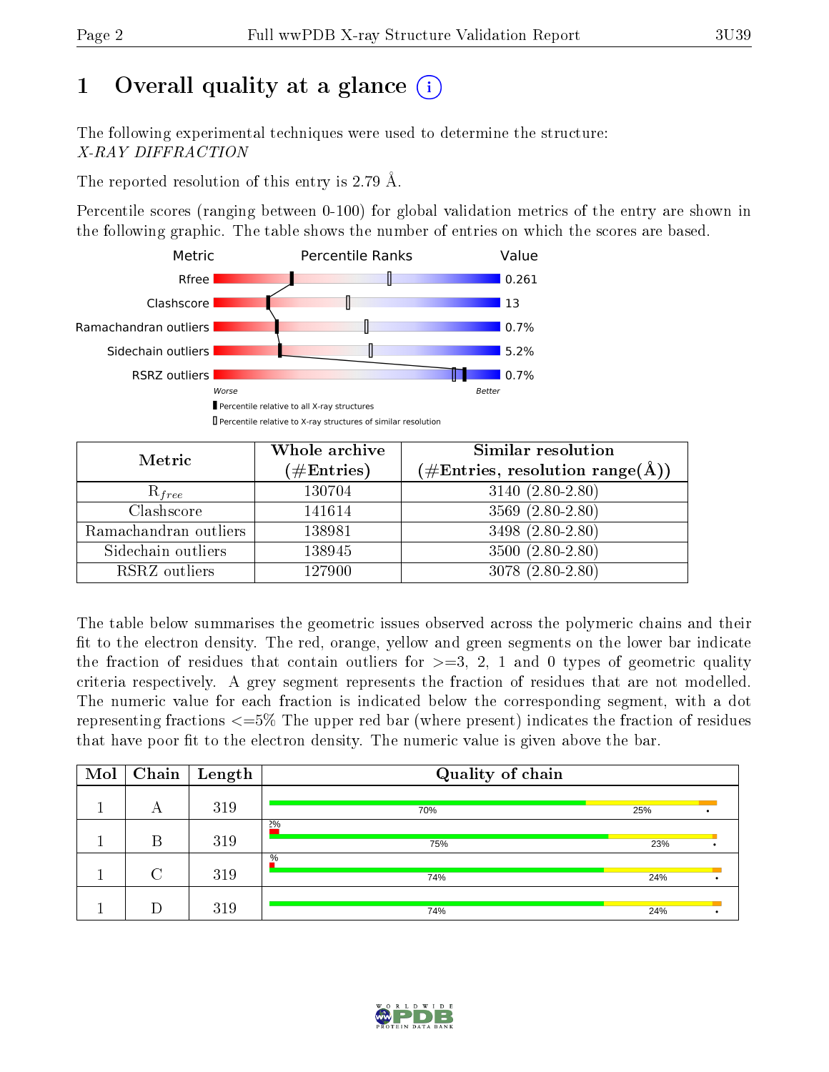# 1 Overall quality at a glance

The following experimental techniques were used to determine the structure:
*X-RAY DIFFRACTION*

The reported resolution of this entry is 2.79 Å.

Percentile scores (ranging between 0-100) for global validation metrics of the entry are shown in the following graphic. The table shows the number of entries on which the scores are based.

| Metric | Value |
|---|---|
| Rfree | 0.261 |
| Clashscore | 13 |
| Ramachandran outliers | 0.7% |
| Sidechain outliers | 5.2% |
| RSRZ outliers | 0.7% |

| Metric | Whole archive (#Entries) | Similar resolution (#Entries, resolution range(Å)) |
|---|---|---|
| $R_{free}$ | 130704 | 3140 (2.80-2.80) |
| Clashscore | 141614 | 3569 (2.80-2.80) |
| Ramachandran outliers | 138981 | 3498 (2.80-2.80) |
| Sidechain outliers | 138945 | 3500 (2.80-2.80) |
| RSRZ outliers | 127900 | 3078 (2.80-2.80) |

The table below summarises the geometric issues observed across the polymeric chains and their fit to the electron density. The red, orange, yellow and green segments on the lower bar indicate the fraction of residues that contain outliers for >=3, 2, 1 and 0 types of geometric quality criteria respectively. A grey segment represents the fraction of residues that are not modelled. The numeric value for each fraction is indicated below the corresponding segment, with a dot representing fractions <=5% The upper red bar (where present) indicates the fraction of residues that have poor fit to the electron density. The numeric value is given above the bar.

| Mol | Chain | Length | Quality of chain |
|---|---|---|---|
| 1 | A | 319 | 70% 25% • |
| 1 | B | 319 | 2% 75% 23% • |
| 1 | C | 319 | % 74% 24% • |
| 1 | D | 319 | 74% 24% • |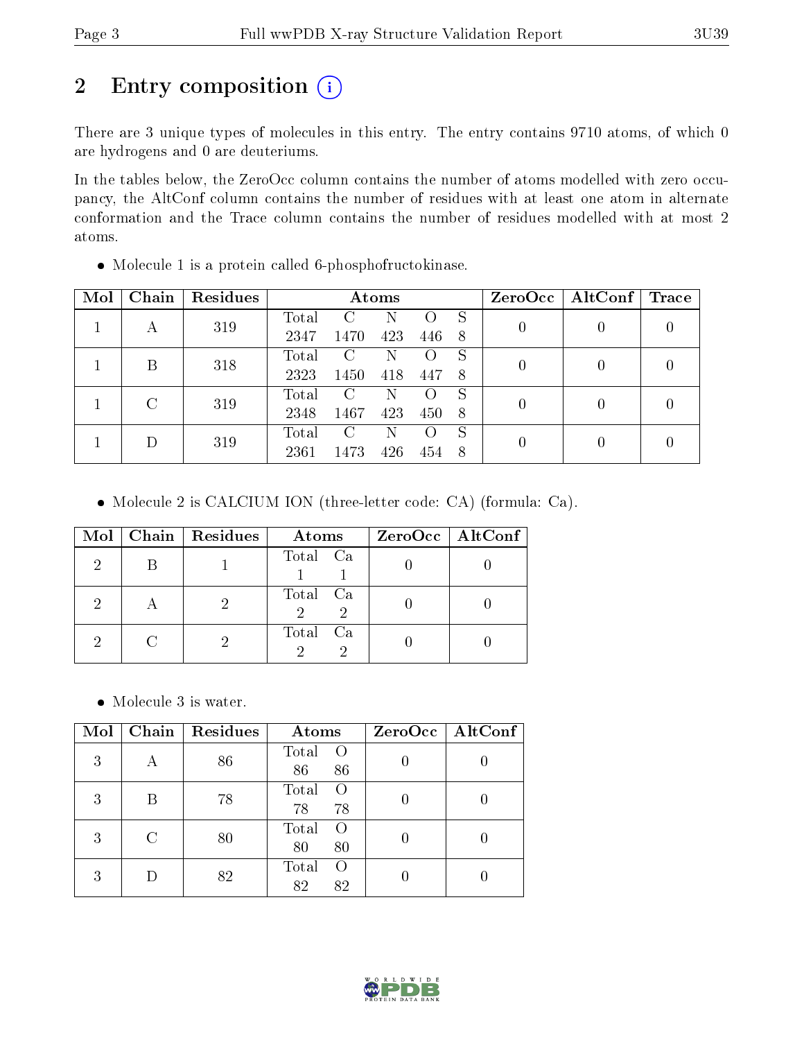# 2 Entry composition

There are 3 unique types of molecules in this entry. The entry contains 9710 atoms, of which 0 are hydrogens and 0 are deuteriums.

In the tables below, the ZeroOcc column contains the number of atoms modelled with zero occupancy, the AltConf column contains the number of residues with at least one atom in alternate conformation and the Trace column contains the number of residues modelled with at most 2 atoms.

- Molecule 1 is a protein called 6-phosphofructokinase.

| Mol | Chain | Residues | Atoms | | | | | ZeroOcc | AltConf | Trace |
|---|---|---|---|---|---|---|---|---|---|---|
| 1 | A | 319 | Total<br>2347 | C<br>1470 | N<br>423 | O<br>446 | S<br>8 | 0 | 0 | 0 |
| 1 | B | 318 | Total<br>2323 | C<br>1450 | N<br>418 | O<br>447 | S<br>8 | 0 | 0 | 0 |
| 1 | C | 319 | Total<br>2348 | C<br>1467 | N<br>423 | O<br>450 | S<br>8 | 0 | 0 | 0 |
| 1 | D | 319 | Total<br>2361 | C<br>1473 | N<br>426 | O<br>454 | S<br>8 | 0 | 0 | 0 |

- Molecule 2 is CALCIUM ION (three-letter code: CA) (formula: Ca).

| Mol | Chain | Residues | Atoms | | ZeroOcc | AltConf |
|---|---|---|---|---|---|---|
| 2 | B | 1 | Total<br>1 | Ca<br>1 | 0 | 0 |
| 2 | A | 2 | Total<br>2 | Ca<br>2 | 0 | 0 |
| 2 | C | 2 | Total<br>2 | Ca<br>2 | 0 | 0 |

- Molecule 3 is water.

| Mol | Chain | Residues | Atoms | | ZeroOcc | AltConf |
|---|---|---|---|---|---|---|
| 3 | A | 86 | Total<br>86 | O<br>86 | 0 | 0 |
| 3 | B | 78 | Total<br>78 | O<br>78 | 0 | 0 |
| 3 | C | 80 | Total<br>80 | O<br>80 | 0 | 0 |
| 3 | D | 82 | Total<br>82 | O<br>82 | 0 | 0 |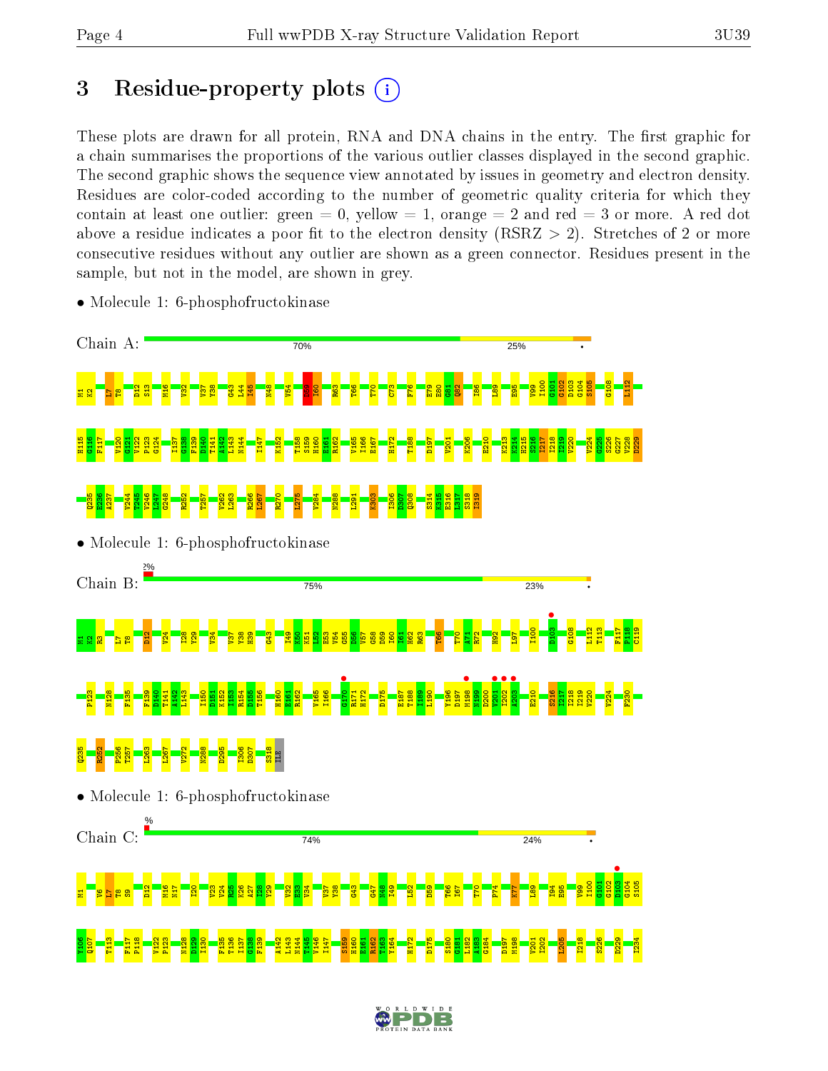# 3 Residue-property plots

These plots are drawn for all protein, RNA and DNA chains in the entry. The first graphic for a chain summarises the proportions of the various outlier classes displayed in the second graphic. The second graphic shows the sequence view annotated by issues in geometry and electron density. Residues are color-coded according to the number of geometric quality criteria for which they contain at least one outlier: green = 0, yellow = 1, orange = 2 and red = 3 or more. A red dot above a residue indicates a poor fit to the electron density (RSRZ > 2). Stretches of 2 or more consecutive residues without any outlier are shown as a green connector. Residues present in the sample, but not in the model, are shown in grey.

- Molecule 1: 6-phosphofructokinase

Chain A: 70% 25% •

- Molecule 1: 6-phosphofructokinase

Chain B: 2% 75% 23% •

- Molecule 1: 6-phosphofructokinase

Chain C: % 74% 24% •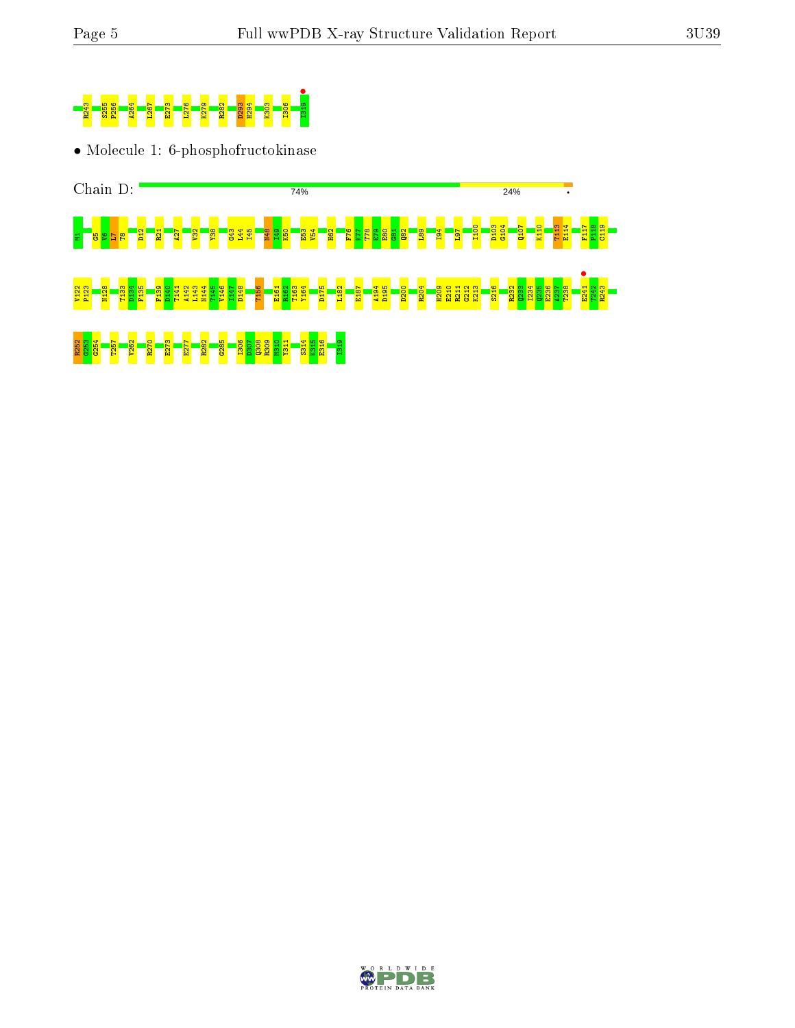R243 S255 P256 A264 L267 E273 L276 K279 R282 D293 H294 K303 I306 I319

- Molecule 1: 6-phosphofructokinase

Chain D: 74% 24% •

M1 G5 V6 L7 T8 D12 R21 A27 V32 Y38 G43 I44 I45 N48 I49 K50 E53 V54 H62 F76 K77 T78 E79 E80 G81 Q82 L89 I94 L97 I100 D103 G104 Q107 K110 T113 E114 F117 P118 C119

V122 P123 N128 T133 D134 F135 F139 D140 T141 A142 L143 N144 T145 V146 I147 D148 T156 E161 R162 T163 Y164 D175 L182 E187 A194 D195 D200 R204 H209 E210 R211 G212 K213 S216 R232 Q233 I234 Q235 E236 A237 T238 E241 T242 R243

R252 G253 G254 T257 V262 R270 E273 E277 R282 G285 I306 D307 Q308 R309 M310 Y311 S314 K315 E316 I319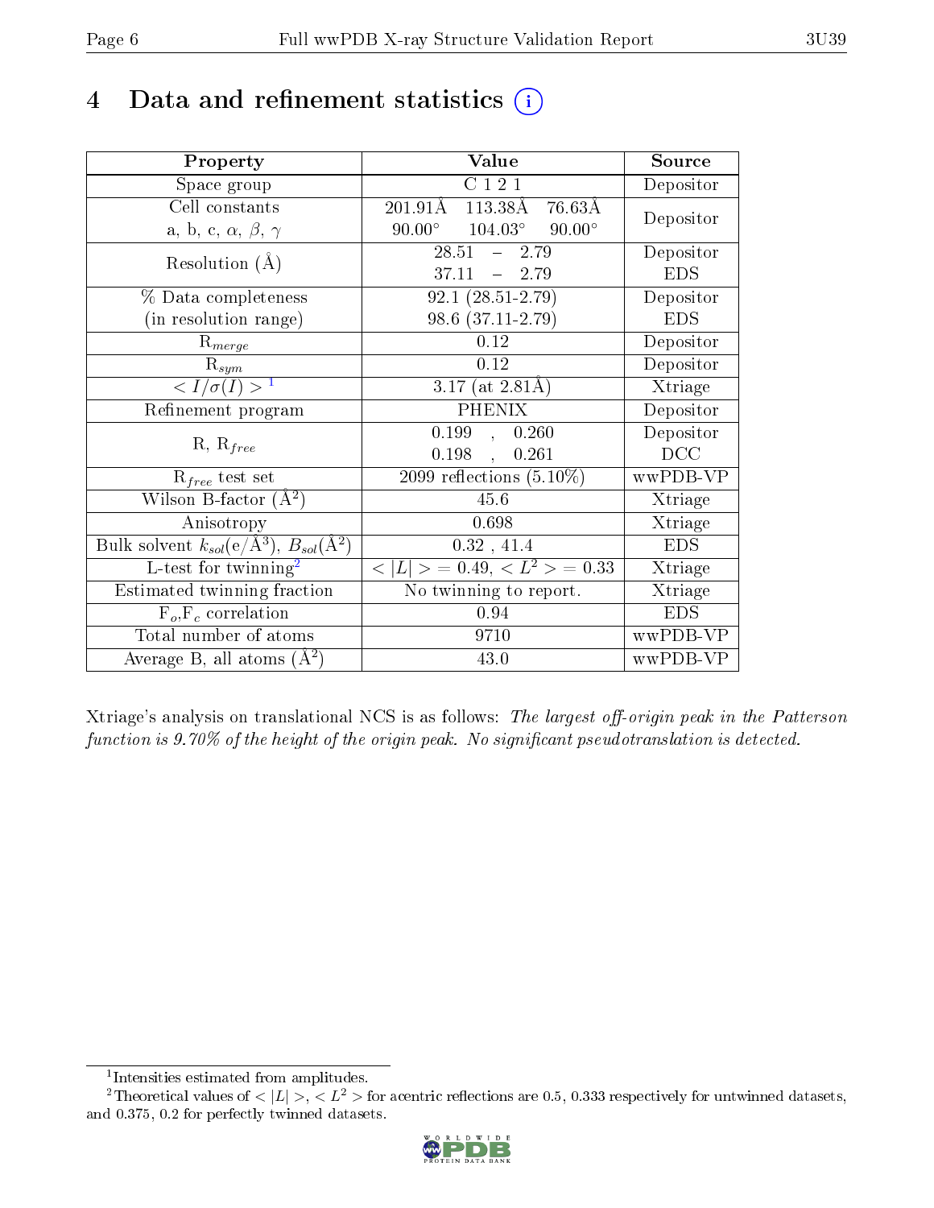# 4 Data and refinement statistics

| Property | Value | Source |
|---|---|---|
| Space group | C 1 2 1 | Depositor |
| Cell constants<br>a, b, c, $\alpha$, $\beta$, $\gamma$ | 201.91Å 113.38Å 76.63Å<br>90.00° 104.03° 90.00° | Depositor |
| Resolution (Å) | 28.51 – 2.79<br>37.11 – 2.79 | Depositor<br>EDS |
| % Data completeness<br>(in resolution range) | 92.1 (28.51-2.79)<br>98.6 (37.11-2.79) | Depositor<br>EDS |
| $R_{merge}$ | 0.12 | Depositor |
| $R_{sym}$ | 0.12 | Depositor |
| $< I/\sigma(I) >$ [1] | 3.17 (at 2.81Å) | Xtriage |
| Refinement program | PHENIX | Depositor |
| R, $R_{free}$ | 0.199 , 0.260<br>0.198 , 0.261 | Depositor<br>DCC |
| $R_{free}$ test set | 2099 reflections (5.10%) | wwPDB-VP |
| Wilson B-factor (Å$^2$) | 45.6 | Xtriage |
| Anisotropy | 0.698 | Xtriage |
| Bulk solvent $k_{sol}$(e/Å$^3$), $B_{sol}$(Å$^2$) | 0.32 , 41.4 | EDS |
| L-test for twinning[2] | $< \|L\| >$ = 0.49, $< L^2 >$ = 0.33 | Xtriage |
| Estimated twinning fraction | No twinning to report. | Xtriage |
| $F_o$,$F_c$ correlation | 0.94 | EDS |
| Total number of atoms | 9710 | wwPDB-VP |
| Average B, all atoms (Å$^2$) | 43.0 | wwPDB-VP |

Xtriage's analysis on translational NCS is as follows: *The largest off-origin peak in the Patterson function is 9.70% of the height of the origin peak. No significant pseudotranslation is detected.*

[1] Intensities estimated from amplitudes.

[2] Theoretical values of $< |L| >$, $< L^2 >$ for acentric reflections are 0.5, 0.333 respectively for untwinned datasets, and 0.375, 0.2 for perfectly twinned datasets.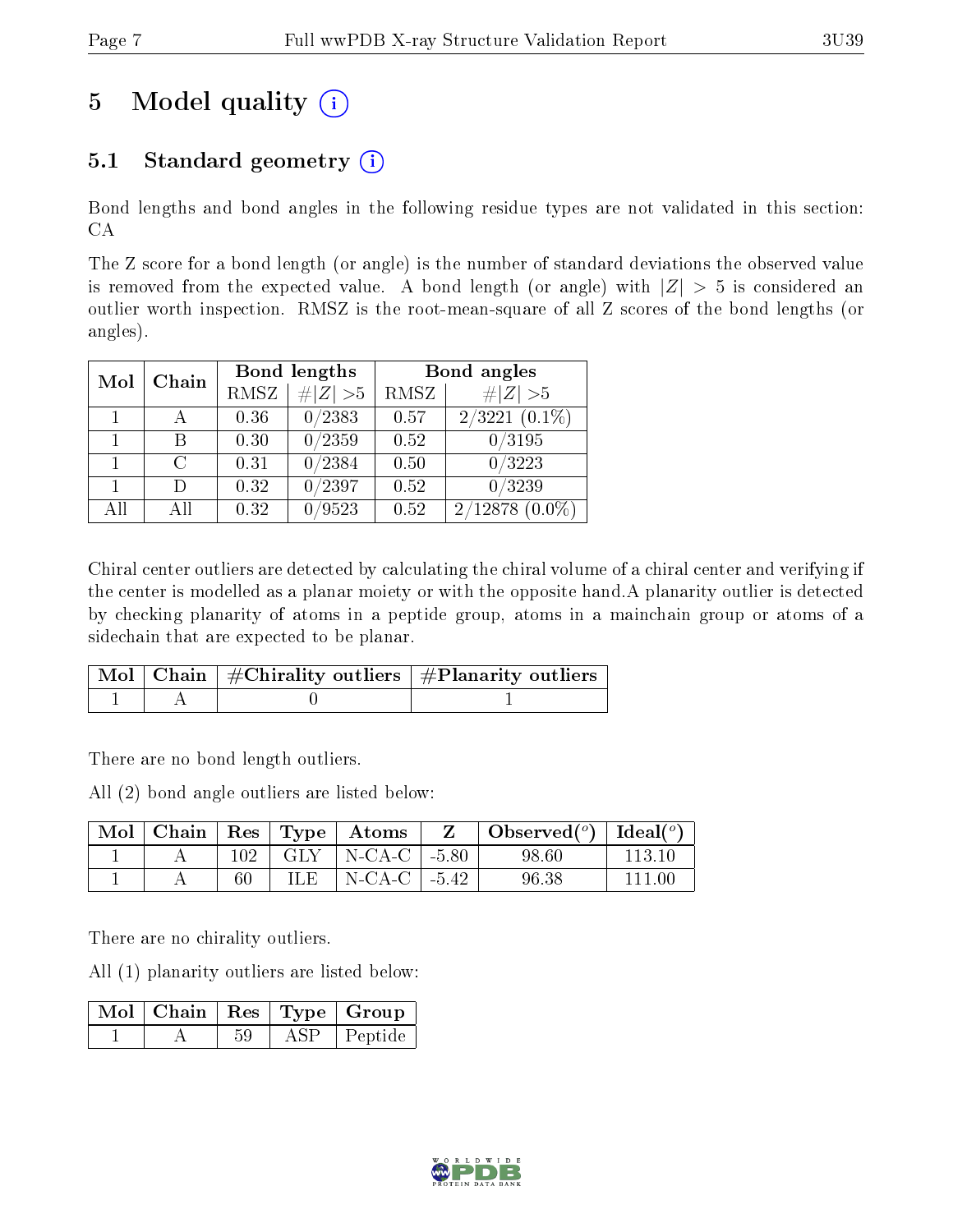# 5 Model quality

## 5.1 Standard geometry

Bond lengths and bond angles in the following residue types are not validated in this section: CA

The Z score for a bond length (or angle) is the number of standard deviations the observed value is removed from the expected value. A bond length (or angle) with $|Z| > 5$ is considered an outlier worth inspection. RMSZ is the root-mean-square of all Z scores of the bond lengths (or angles).

| Mol | Chain | Bond lengths | | Bond angles | |
|---|---|---|---|---|---|
| | | RMSZ | #\|Z\| >5 | RMSZ | #\|Z\| >5 |
| 1 | A | 0.36 | 0/2383 | 0.57 | 2/3221 (0.1%) |
| 1 | B | 0.30 | 0/2359 | 0.52 | 0/3195 |
| 1 | C | 0.31 | 0/2384 | 0.50 | 0/3223 |
| 1 | D | 0.32 | 0/2397 | 0.52 | 0/3239 |
| All | All | 0.32 | 0/9523 | 0.52 | 2/12878 (0.0%) |

Chiral center outliers are detected by calculating the chiral volume of a chiral center and verifying if the center is modelled as a planar moiety or with the opposite hand.A planarity outlier is detected by checking planarity of atoms in a peptide group, atoms in a mainchain group or atoms of a sidechain that are expected to be planar.

| Mol | Chain | #Chirality outliers | #Planarity outliers |
|---|---|---|---|
| 1 | A | 0 | 1 |

There are no bond length outliers.

All (2) bond angle outliers are listed below:

| Mol | Chain | Res | Type | Atoms | Z | Observed($^o$) | Ideal($^o$) |
|---|---|---|---|---|---|---|---|
| 1 | A | 102 | GLY | N-CA-C | -5.80 | 98.60 | 113.10 |
| 1 | A | 60 | ILE | N-CA-C | -5.42 | 96.38 | 111.00 |

There are no chirality outliers.

All (1) planarity outliers are listed below:

| Mol | Chain | Res | Type | Group |
|---|---|---|---|---|
| 1 | A | 59 | ASP | Peptide |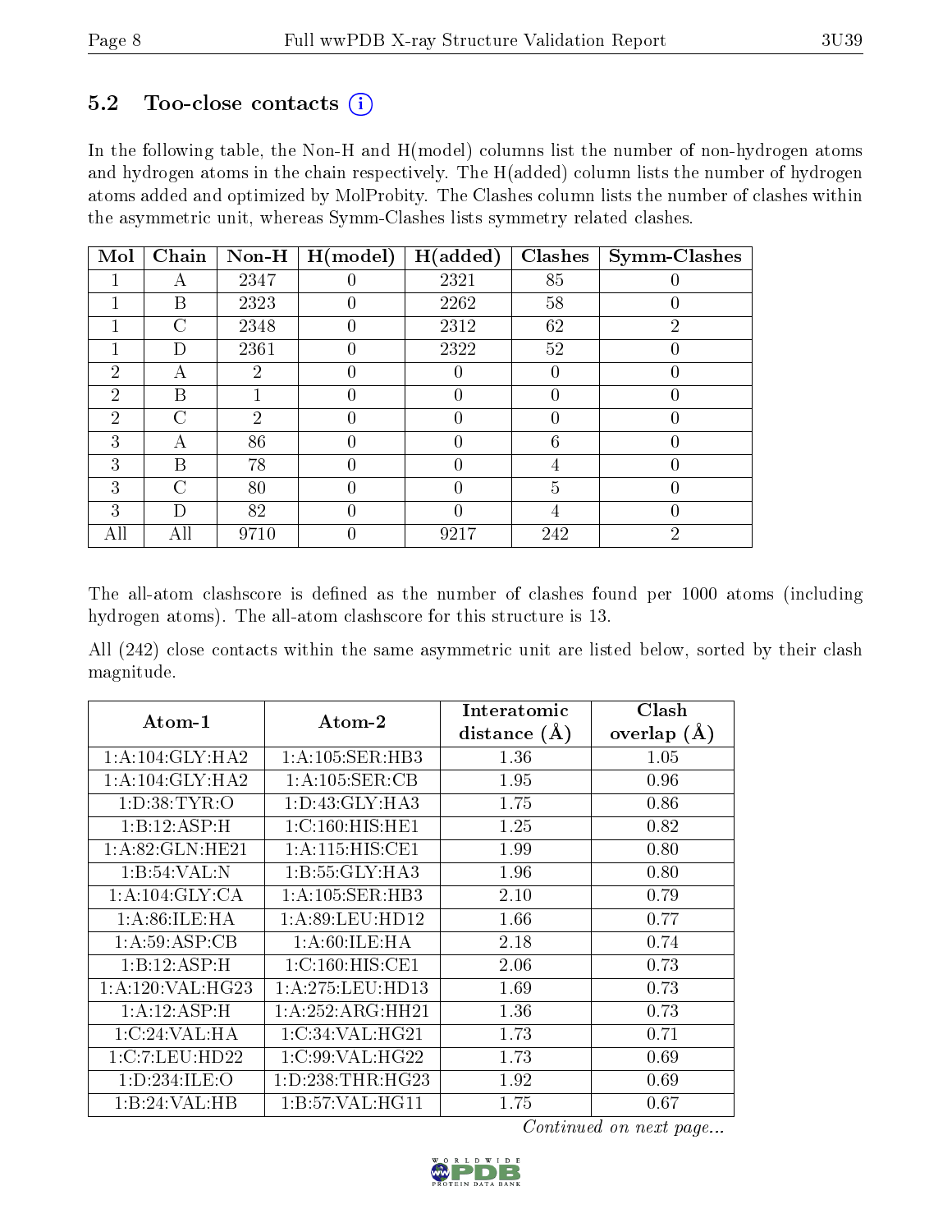## 5.2 Too-close contacts (i)

In the following table, the Non-H and H(model) columns list the number of non-hydrogen atoms and hydrogen atoms in the chain respectively. The H(added) column lists the number of hydrogen atoms added and optimized by MolProbity. The Clashes column lists the number of clashes within the asymmetric unit, whereas Symm-Clashes lists symmetry related clashes.

| Mol | Chain | Non-H | H(model) | H(added) | Clashes | Symm-Clashes |
|---|---|---|---|---|---|---|
| 1 | A | 2347 | 0 | 2321 | 85 | 0 |
| 1 | B | 2323 | 0 | 2262 | 58 | 0 |
| 1 | C | 2348 | 0 | 2312 | 62 | 2 |
| 1 | D | 2361 | 0 | 2322 | 52 | 0 |
| 2 | A | 2 | 0 | 0 | 0 | 0 |
| 2 | B | 1 | 0 | 0 | 0 | 0 |
| 2 | C | 2 | 0 | 0 | 0 | 0 |
| 3 | A | 86 | 0 | 0 | 6 | 0 |
| 3 | B | 78 | 0 | 0 | 4 | 0 |
| 3 | C | 80 | 0 | 0 | 5 | 0 |
| 3 | D | 82 | 0 | 0 | 4 | 0 |
| All | All | 9710 | 0 | 9217 | 242 | 2 |

The all-atom clashscore is defined as the number of clashes found per 1000 atoms (including hydrogen atoms). The all-atom clashscore for this structure is 13.

All (242) close contacts within the same asymmetric unit are listed below, sorted by their clash magnitude.

| Atom-1 | Atom-2 | Interatomic distance (Å) | Clash overlap (Å) |
|---|---|---|---|
| 1:A:104:GLY:HA2 | 1:A:105:SER:HB3 | 1.36 | 1.05 |
| 1:A:104:GLY:HA2 | 1:A:105:SER:CB | 1.95 | 0.96 |
| 1:D:38:TYR:O | 1:D:43:GLY:HA3 | 1.75 | 0.86 |
| 1:B:12:ASP:H | 1:C:160:HIS:HE1 | 1.25 | 0.82 |
| 1:A:82:GLN:HE21 | 1:A:115:HIS:CE1 | 1.99 | 0.80 |
| 1:B:54:VAL:N | 1:B:55:GLY:HA3 | 1.96 | 0.80 |
| 1:A:104:GLY:CA | 1:A:105:SER:HB3 | 2.10 | 0.79 |
| 1:A:86:ILE:HA | 1:A:89:LEU:HD12 | 1.66 | 0.77 |
| 1:A:59:ASP:CB | 1:A:60:ILE:HA | 2.18 | 0.74 |
| 1:B:12:ASP:H | 1:C:160:HIS:CE1 | 2.06 | 0.73 |
| 1:A:120:VAL:HG23 | 1:A:275:LEU:HD13 | 1.69 | 0.73 |
| 1:A:12:ASP:H | 1:A:252:ARG:HH21 | 1.36 | 0.73 |
| 1:C:24:VAL:HA | 1:C:34:VAL:HG21 | 1.73 | 0.71 |
| 1:C:7:LEU:HD22 | 1:C:99:VAL:HG22 | 1.73 | 0.69 |
| 1:D:234:ILE:O | 1:D:238:THR:HG23 | 1.92 | 0.69 |
| 1:B:24:VAL:HB | 1:B:57:VAL:HG11 | 1.75 | 0.67 |

*Continued on next page...*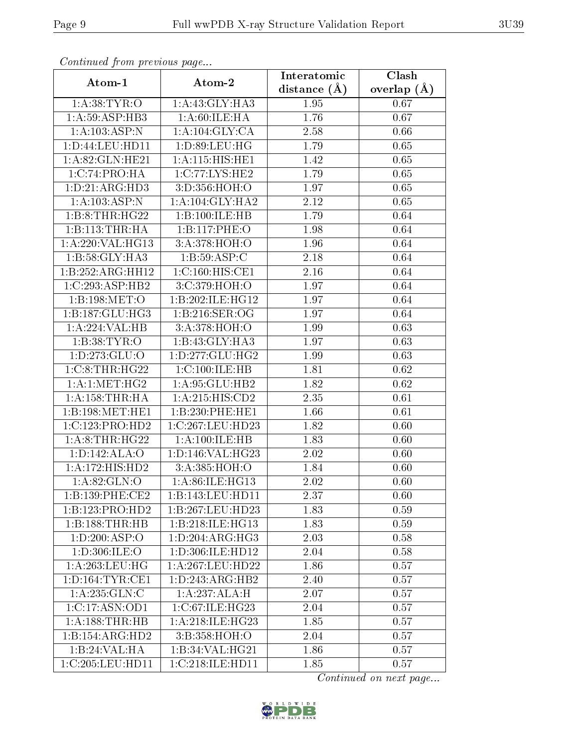*Continued from previous page...*

| Atom-1 | Atom-2 | Interatomic distance (Å) | Clash overlap (Å) |
|---|---|---|---|
| 1:A:38:TYR:O | 1:A:43:GLY:HA3 | 1.95 | 0.67 |
| 1:A:59:ASP:HB3 | 1:A:60:ILE:HA | 1.76 | 0.67 |
| 1:A:103:ASP:N | 1:A:104:GLY:CA | 2.58 | 0.66 |
| 1:D:44:LEU:HD11 | 1:D:89:LEU:HG | 1.79 | 0.65 |
| 1:A:82:GLN:HE21 | 1:A:115:HIS:HE1 | 1.42 | 0.65 |
| 1:C:74:PRO:HA | 1:C:77:LYS:HE2 | 1.79 | 0.65 |
| 1:D:21:ARG:HD3 | 3:D:356:HOH:O | 1.97 | 0.65 |
| 1:A:103:ASP:N | 1:A:104:GLY:HA2 | 2.12 | 0.65 |
| 1:B:8:THR:HG22 | 1:B:100:ILE:HB | 1.79 | 0.64 |
| 1:B:113:THR:HA | 1:B:117:PHE:O | 1.98 | 0.64 |
| 1:A:220:VAL:HG13 | 3:A:378:HOH:O | 1.96 | 0.64 |
| 1:B:58:GLY:HA3 | 1:B:59:ASP:C | 2.18 | 0.64 |
| 1:B:252:ARG:HH12 | 1:C:160:HIS:CE1 | 2.16 | 0.64 |
| 1:C:293:ASP:HB2 | 3:C:379:HOH:O | 1.97 | 0.64 |
| 1:B:198:MET:O | 1:B:202:ILE:HG12 | 1.97 | 0.64 |
| 1:B:187:GLU:HG3 | 1:B:216:SER:OG | 1.97 | 0.64 |
| 1:A:224:VAL:HB | 3:A:378:HOH:O | 1.99 | 0.63 |
| 1:B:38:TYR:O | 1:B:43:GLY:HA3 | 1.97 | 0.63 |
| 1:D:273:GLU:O | 1:D:277:GLU:HG2 | 1.99 | 0.63 |
| 1:C:8:THR:HG22 | 1:C:100:ILE:HB | 1.81 | 0.62 |
| 1:A:1:MET:HG2 | 1:A:95:GLU:HB2 | 1.82 | 0.62 |
| 1:A:158:THR:HA | 1:A:215:HIS:CD2 | 2.35 | 0.61 |
| 1:B:198:MET:HE1 | 1:B:230:PHE:HE1 | 1.66 | 0.61 |
| 1:C:123:PRO:HD2 | 1:C:267:LEU:HD23 | 1.82 | 0.60 |
| 1:A:8:THR:HG22 | 1:A:100:ILE:HB | 1.83 | 0.60 |
| 1:D:142:ALA:O | 1:D:146:VAL:HG23 | 2.02 | 0.60 |
| 1:A:172:HIS:HD2 | 3:A:385:HOH:O | 1.84 | 0.60 |
| 1:A:82:GLN:O | 1:A:86:ILE:HG13 | 2.02 | 0.60 |
| 1:B:139:PHE:CE2 | 1:B:143:LEU:HD11 | 2.37 | 0.60 |
| 1:B:123:PRO:HD2 | 1:B:267:LEU:HD23 | 1.83 | 0.59 |
| 1:B:188:THR:HB | 1:B:218:ILE:HG13 | 1.83 | 0.59 |
| 1:D:200:ASP:O | 1:D:204:ARG:HG3 | 2.03 | 0.58 |
| 1:D:306:ILE:O | 1:D:306:ILE:HD12 | 2.04 | 0.58 |
| 1:A:263:LEU:HG | 1:A:267:LEU:HD22 | 1.86 | 0.57 |
| 1:D:164:TYR:CE1 | 1:D:243:ARG:HB2 | 2.40 | 0.57 |
| 1:A:235:GLN:C | 1:A:237:ALA:H | 2.07 | 0.57 |
| 1:C:17:ASN:OD1 | 1:C:67:ILE:HG23 | 2.04 | 0.57 |
| 1:A:188:THR:HB | 1:A:218:ILE:HG23 | 1.85 | 0.57 |
| 1:B:154:ARG:HD2 | 3:B:358:HOH:O | 2.04 | 0.57 |
| 1:B:24:VAL:HA | 1:B:34:VAL:HG21 | 1.86 | 0.57 |
| 1:C:205:LEU:HD11 | 1:C:218:ILE:HD11 | 1.85 | 0.57 |

*Continued on next page...*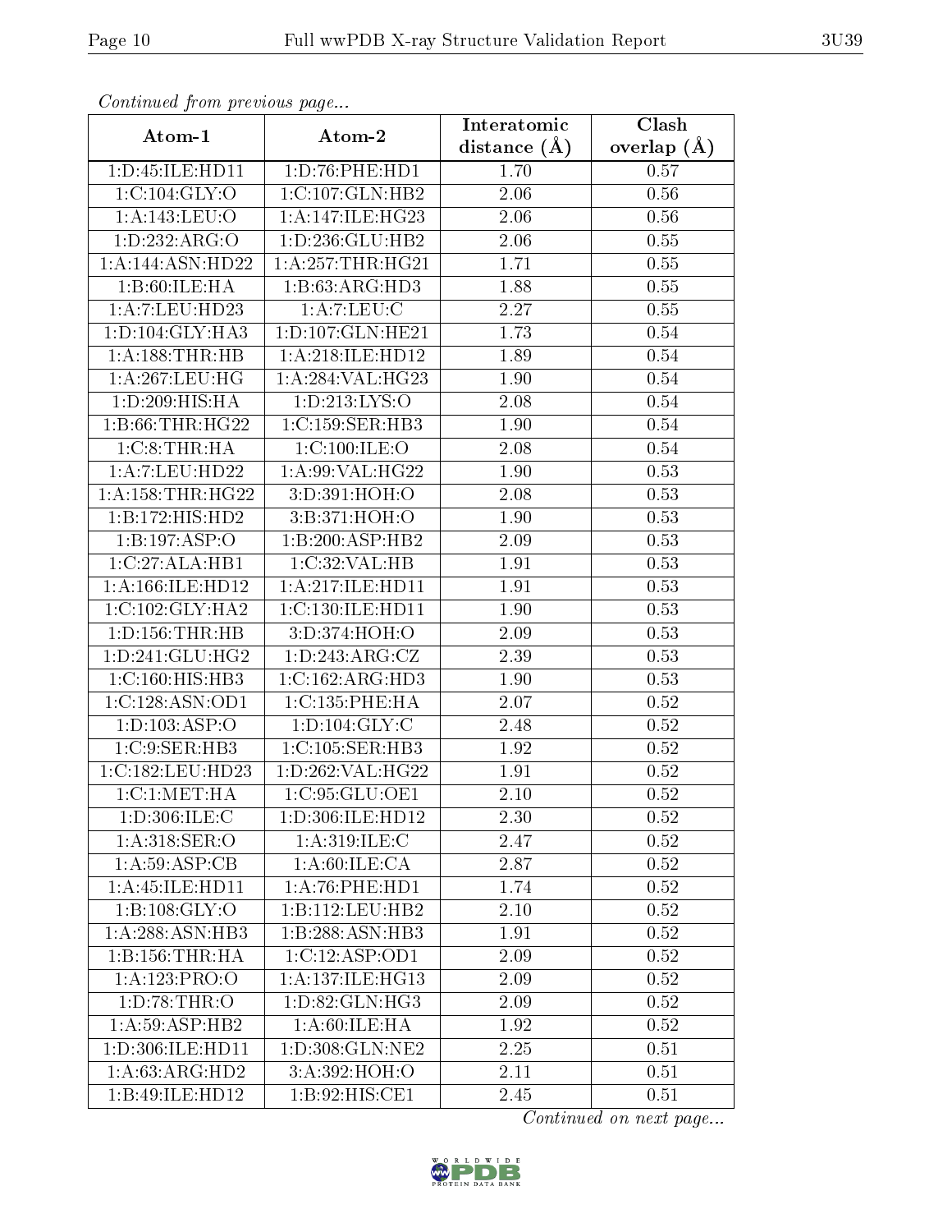*Continued from previous page...*

| Atom-1 | Atom-2 | Interatomic distance (Å) | Clash overlap (Å) |
| --- | --- | --- | --- |
| 1:D:45:ILE:HD11 | 1:D:76:PHE:HD1 | 1.70 | 0.57 |
| 1:C:104:GLY:O | 1:C:107:GLN:HB2 | 2.06 | 0.56 |
| 1:A:143:LEU:O | 1:A:147:ILE:HG23 | 2.06 | 0.56 |
| 1:D:232:ARG:O | 1:D:236:GLU:HB2 | 2.06 | 0.55 |
| 1:A:144:ASN:HD22 | 1:A:257:THR:HG21 | 1.71 | 0.55 |
| 1:B:60:ILE:HA | 1:B:63:ARG:HD3 | 1.88 | 0.55 |
| 1:A:7:LEU:HD23 | 1:A:7:LEU:C | 2.27 | 0.55 |
| 1:D:104:GLY:HA3 | 1:D:107:GLN:HE21 | 1.73 | 0.54 |
| 1:A:188:THR:HB | 1:A:218:ILE:HD12 | 1.89 | 0.54 |
| 1:A:267:LEU:HG | 1:A:284:VAL:HG23 | 1.90 | 0.54 |
| 1:D:209:HIS:HA | 1:D:213:LYS:O | 2.08 | 0.54 |
| 1:B:66:THR:HG22 | 1:C:159:SER:HB3 | 1.90 | 0.54 |
| 1:C:8:THR:HA | 1:C:100:ILE:O | 2.08 | 0.54 |
| 1:A:7:LEU:HD22 | 1:A:99:VAL:HG22 | 1.90 | 0.53 |
| 1:A:158:THR:HG22 | 3:D:391:HOH:O | 2.08 | 0.53 |
| 1:B:172:HIS:HD2 | 3:B:371:HOH:O | 1.90 | 0.53 |
| 1:B:197:ASP:O | 1:B:200:ASP:HB2 | 2.09 | 0.53 |
| 1:C:27:ALA:HB1 | 1:C:32:VAL:HB | 1.91 | 0.53 |
| 1:A:166:ILE:HD12 | 1:A:217:ILE:HD11 | 1.91 | 0.53 |
| 1:C:102:GLY:HA2 | 1:C:130:ILE:HD11 | 1.90 | 0.53 |
| 1:D:156:THR:HB | 3:D:374:HOH:O | 2.09 | 0.53 |
| 1:D:241:GLU:HG2 | 1:D:243:ARG:CZ | 2.39 | 0.53 |
| 1:C:160:HIS:HB3 | 1:C:162:ARG:HD3 | 1.90 | 0.53 |
| 1:C:128:ASN:OD1 | 1:C:135:PHE:HA | 2.07 | 0.52 |
| 1:D:103:ASP:O | 1:D:104:GLY:C | 2.48 | 0.52 |
| 1:C:9:SER:HB3 | 1:C:105:SER:HB3 | 1.92 | 0.52 |
| 1:C:182:LEU:HD23 | 1:D:262:VAL:HG22 | 1.91 | 0.52 |
| 1:C:1:MET:HA | 1:C:95:GLU:OE1 | 2.10 | 0.52 |
| 1:D:306:ILE:C | 1:D:306:ILE:HD12 | 2.30 | 0.52 |
| 1:A:318:SER:O | 1:A:319:ILE:C | 2.47 | 0.52 |
| 1:A:59:ASP:CB | 1:A:60:ILE:CA | 2.87 | 0.52 |
| 1:A:45:ILE:HD11 | 1:A:76:PHE:HD1 | 1.74 | 0.52 |
| 1:B:108:GLY:O | 1:B:112:LEU:HB2 | 2.10 | 0.52 |
| 1:A:288:ASN:HB3 | 1:B:288:ASN:HB3 | 1.91 | 0.52 |
| 1:B:156:THR:HA | 1:C:12:ASP:OD1 | 2.09 | 0.52 |
| 1:A:123:PRO:O | 1:A:137:ILE:HG13 | 2.09 | 0.52 |
| 1:D:78:THR:O | 1:D:82:GLN:HG3 | 2.09 | 0.52 |
| 1:A:59:ASP:HB2 | 1:A:60:ILE:HA | 1.92 | 0.52 |
| 1:D:306:ILE:HD11 | 1:D:308:GLN:NE2 | 2.25 | 0.51 |
| 1:A:63:ARG:HD2 | 3:A:392:HOH:O | 2.11 | 0.51 |
| 1:B:49:ILE:HD12 | 1:B:92:HIS:CE1 | 2.45 | 0.51 |

*Continued on next page...*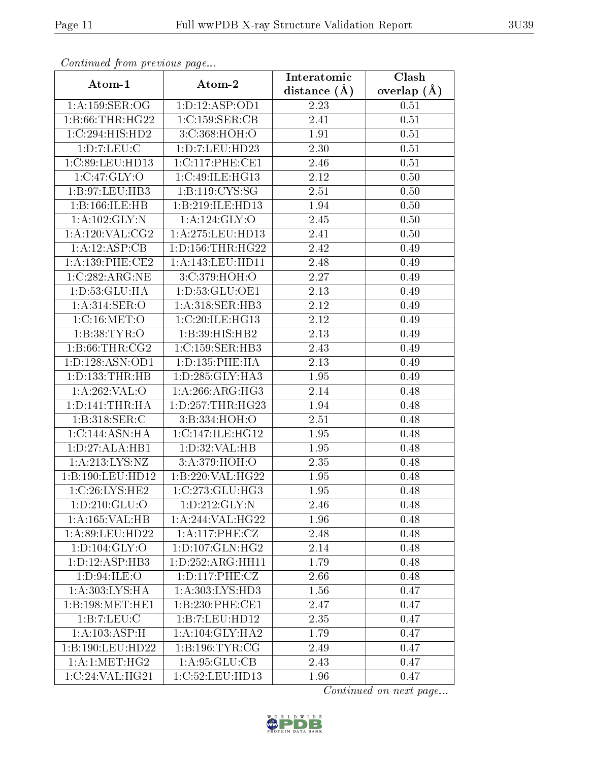*Continued from previous page...*

| Atom-1 | Atom-2 | Interatomic distance (Å) | Clash overlap (Å) |
|---|---|---|---|
| 1:A:159:SER:OG | 1:D:12:ASP:OD1 | 2.23 | 0.51 |
| 1:B:66:THR:HG22 | 1:C:159:SER:CB | 2.41 | 0.51 |
| 1:C:294:HIS:HD2 | 3:C:368:HOH:O | 1.91 | 0.51 |
| 1:D:7:LEU:C | 1:D:7:LEU:HD23 | 2.30 | 0.51 |
| 1:C:89:LEU:HD13 | 1:C:117:PHE:CE1 | 2.46 | 0.51 |
| 1:C:47:GLY:O | 1:C:49:ILE:HG13 | 2.12 | 0.50 |
| 1:B:97:LEU:HB3 | 1:B:119:CYS:SG | 2.51 | 0.50 |
| 1:B:166:ILE:HB | 1:B:219:ILE:HD13 | 1.94 | 0.50 |
| 1:A:102:GLY:N | 1:A:124:GLY:O | 2.45 | 0.50 |
| 1:A:120:VAL:CG2 | 1:A:275:LEU:HD13 | 2.41 | 0.50 |
| 1:A:12:ASP:CB | 1:D:156:THR:HG22 | 2.42 | 0.49 |
| 1:A:139:PHE:CE2 | 1:A:143:LEU:HD11 | 2.48 | 0.49 |
| 1:C:282:ARG:NE | 3:C:379:HOH:O | 2.27 | 0.49 |
| 1:D:53:GLU:HA | 1:D:53:GLU:OE1 | 2.13 | 0.49 |
| 1:A:314:SER:O | 1:A:318:SER:HB3 | 2.12 | 0.49 |
| 1:C:16:MET:O | 1:C:20:ILE:HG13 | 2.12 | 0.49 |
| 1:B:38:TYR:O | 1:B:39:HIS:HB2 | 2.13 | 0.49 |
| 1:B:66:THR:CG2 | 1:C:159:SER:HB3 | 2.43 | 0.49 |
| 1:D:128:ASN:OD1 | 1:D:135:PHE:HA | 2.13 | 0.49 |
| 1:D:133:THR:HB | 1:D:285:GLY:HA3 | 1.95 | 0.49 |
| 1:A:262:VAL:O | 1:A:266:ARG:HG3 | 2.14 | 0.48 |
| 1:D:141:THR:HA | 1:D:257:THR:HG23 | 1.94 | 0.48 |
| 1:B:318:SER:C | 3:B:334:HOH:O | 2.51 | 0.48 |
| 1:C:144:ASN:HA | 1:C:147:ILE:HG12 | 1.95 | 0.48 |
| 1:D:27:ALA:HB1 | 1:D:32:VAL:HB | 1.95 | 0.48 |
| 1:A:213:LYS:NZ | 3:A:379:HOH:O | 2.35 | 0.48 |
| 1:B:190:LEU:HD12 | 1:B:220:VAL:HG22 | 1.95 | 0.48 |
| 1:C:26:LYS:HE2 | 1:C:273:GLU:HG3 | 1.95 | 0.48 |
| 1:D:210:GLU:O | 1:D:212:GLY:N | 2.46 | 0.48 |
| 1:A:165:VAL:HB | 1:A:244:VAL:HG22 | 1.96 | 0.48 |
| 1:A:89:LEU:HD22 | 1:A:117:PHE:CZ | 2.48 | 0.48 |
| 1:D:104:GLY:O | 1:D:107:GLN:HG2 | 2.14 | 0.48 |
| 1:D:12:ASP:HB3 | 1:D:252:ARG:HH11 | 1.79 | 0.48 |
| 1:D:94:ILE:O | 1:D:117:PHE:CZ | 2.66 | 0.48 |
| 1:A:303:LYS:HA | 1:A:303:LYS:HD3 | 1.56 | 0.47 |
| 1:B:198:MET:HE1 | 1:B:230:PHE:CE1 | 2.47 | 0.47 |
| 1:B:7:LEU:C | 1:B:7:LEU:HD12 | 2.35 | 0.47 |
| 1:A:103:ASP:H | 1:A:104:GLY:HA2 | 1.79 | 0.47 |
| 1:B:190:LEU:HD22 | 1:B:196:TYR:CG | 2.49 | 0.47 |
| 1:A:1:MET:HG2 | 1:A:95:GLU:CB | 2.43 | 0.47 |
| 1:C:24:VAL:HG21 | 1:C:52:LEU:HD13 | 1.96 | 0.47 |

*Continued on next page...*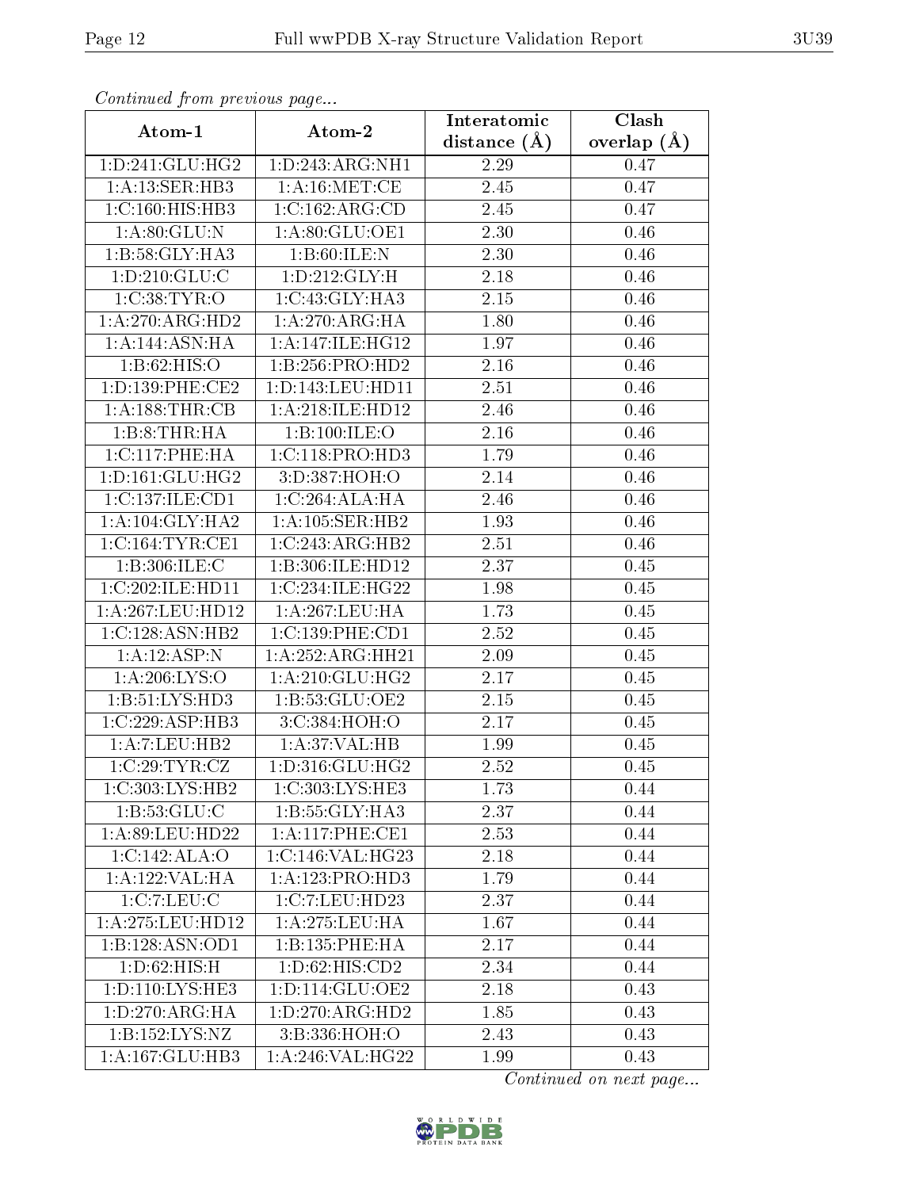*Continued from previous page...*

| Atom-1 | Atom-2 | Interatomic distance (Å) | Clash overlap (Å) |
| --- | --- | --- | --- |
| 1:D:241:GLU:HG2 | 1:D:243:ARG:NH1 | 2.29 | 0.47 |
| 1:A:13:SER:HB3 | 1:A:16:MET:CE | 2.45 | 0.47 |
| 1:C:160:HIS:HB3 | 1:C:162:ARG:CD | 2.45 | 0.47 |
| 1:A:80:GLU:N | 1:A:80:GLU:OE1 | 2.30 | 0.46 |
| 1:B:58:GLY:HA3 | 1:B:60:ILE:N | 2.30 | 0.46 |
| 1:D:210:GLU:C | 1:D:212:GLY:H | 2.18 | 0.46 |
| 1:C:38:TYR:O | 1:C:43:GLY:HA3 | 2.15 | 0.46 |
| 1:A:270:ARG:HD2 | 1:A:270:ARG:HA | 1.80 | 0.46 |
| 1:A:144:ASN:HA | 1:A:147:ILE:HG12 | 1.97 | 0.46 |
| 1:B:62:HIS:O | 1:B:256:PRO:HD2 | 2.16 | 0.46 |
| 1:D:139:PHE:CE2 | 1:D:143:LEU:HD11 | 2.51 | 0.46 |
| 1:A:188:THR:CB | 1:A:218:ILE:HD12 | 2.46 | 0.46 |
| 1:B:8:THR:HA | 1:B:100:ILE:O | 2.16 | 0.46 |
| 1:C:117:PHE:HA | 1:C:118:PRO:HD3 | 1.79 | 0.46 |
| 1:D:161:GLU:HG2 | 3:D:387:HOH:O | 2.14 | 0.46 |
| 1:C:137:ILE:CD1 | 1:C:264:ALA:HA | 2.46 | 0.46 |
| 1:A:104:GLY:HA2 | 1:A:105:SER:HB2 | 1.93 | 0.46 |
| 1:C:164:TYR:CE1 | 1:C:243:ARG:HB2 | 2.51 | 0.46 |
| 1:B:306:ILE:C | 1:B:306:ILE:HD12 | 2.37 | 0.45 |
| 1:C:202:ILE:HD11 | 1:C:234:ILE:HG22 | 1.98 | 0.45 |
| 1:A:267:LEU:HD12 | 1:A:267:LEU:HA | 1.73 | 0.45 |
| 1:C:128:ASN:HB2 | 1:C:139:PHE:CD1 | 2.52 | 0.45 |
| 1:A:12:ASP:N | 1:A:252:ARG:HH21 | 2.09 | 0.45 |
| 1:A:206:LYS:O | 1:A:210:GLU:HG2 | 2.17 | 0.45 |
| 1:B:51:LYS:HD3 | 1:B:53:GLU:OE2 | 2.15 | 0.45 |
| 1:C:229:ASP:HB3 | 3:C:384:HOH:O | 2.17 | 0.45 |
| 1:A:7:LEU:HB2 | 1:A:37:VAL:HB | 1.99 | 0.45 |
| 1:C:29:TYR:CZ | 1:D:316:GLU:HG2 | 2.52 | 0.45 |
| 1:C:303:LYS:HB2 | 1:C:303:LYS:HE3 | 1.73 | 0.44 |
| 1:B:53:GLU:C | 1:B:55:GLY:HA3 | 2.37 | 0.44 |
| 1:A:89:LEU:HD22 | 1:A:117:PHE:CE1 | 2.53 | 0.44 |
| 1:C:142:ALA:O | 1:C:146:VAL:HG23 | 2.18 | 0.44 |
| 1:A:122:VAL:HA | 1:A:123:PRO:HD3 | 1.79 | 0.44 |
| 1:C:7:LEU:C | 1:C:7:LEU:HD23 | 2.37 | 0.44 |
| 1:A:275:LEU:HD12 | 1:A:275:LEU:HA | 1.67 | 0.44 |
| 1:B:128:ASN:OD1 | 1:B:135:PHE:HA | 2.17 | 0.44 |
| 1:D:62:HIS:H | 1:D:62:HIS:CD2 | 2.34 | 0.44 |
| 1:D:110:LYS:HE3 | 1:D:114:GLU:OE2 | 2.18 | 0.43 |
| 1:D:270:ARG:HA | 1:D:270:ARG:HD2 | 1.85 | 0.43 |
| 1:B:152:LYS:NZ | 3:B:336:HOH:O | 2.43 | 0.43 |
| 1:A:167:GLU:HB3 | 1:A:246:VAL:HG22 | 1.99 | 0.43 |

*Continued on next page...*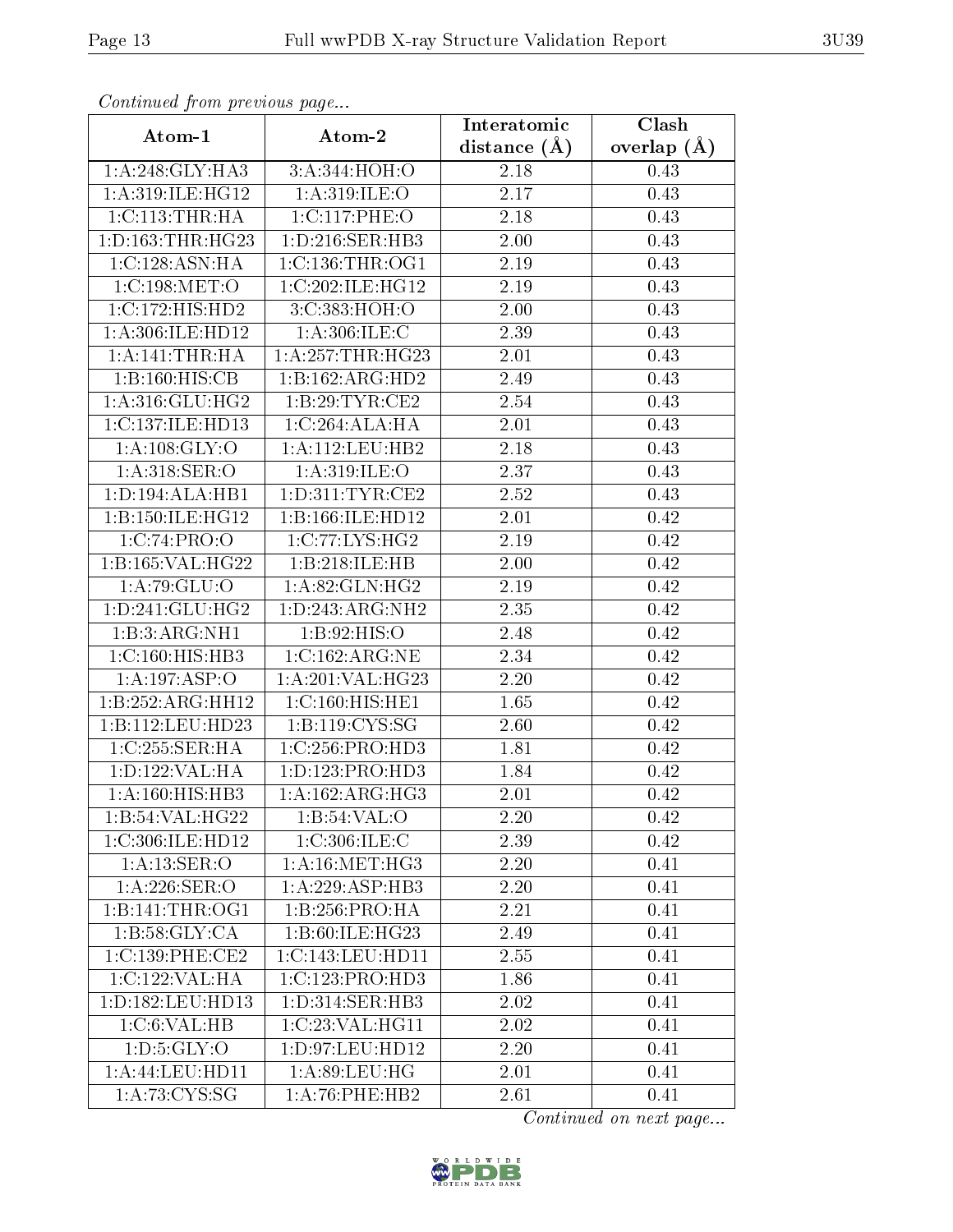*Continued from previous page...*

| Atom-1 | Atom-2 | Interatomic distance (Å) | Clash overlap (Å) |
|---|---|---|---|
| 1:A:248:GLY:HA3 | 3:A:344:HOH:O | 2.18 | 0.43 |
| 1:A:319:ILE:HG12 | 1:A:319:ILE:O | 2.17 | 0.43 |
| 1:C:113:THR:HA | 1:C:117:PHE:O | 2.18 | 0.43 |
| 1:D:163:THR:HG23 | 1:D:216:SER:HB3 | 2.00 | 0.43 |
| 1:C:128:ASN:HA | 1:C:136:THR:OG1 | 2.19 | 0.43 |
| 1:C:198:MET:O | 1:C:202:ILE:HG12 | 2.19 | 0.43 |
| 1:C:172:HIS:HD2 | 3:C:383:HOH:O | 2.00 | 0.43 |
| 1:A:306:ILE:HD12 | 1:A:306:ILE:C | 2.39 | 0.43 |
| 1:A:141:THR:HA | 1:A:257:THR:HG23 | 2.01 | 0.43 |
| 1:B:160:HIS:CB | 1:B:162:ARG:HD2 | 2.49 | 0.43 |
| 1:A:316:GLU:HG2 | 1:B:29:TYR:CE2 | 2.54 | 0.43 |
| 1:C:137:ILE:HD13 | 1:C:264:ALA:HA | 2.01 | 0.43 |
| 1:A:108:GLY:O | 1:A:112:LEU:HB2 | 2.18 | 0.43 |
| 1:A:318:SER:O | 1:A:319:ILE:O | 2.37 | 0.43 |
| 1:D:194:ALA:HB1 | 1:D:311:TYR:CE2 | 2.52 | 0.43 |
| 1:B:150:ILE:HG12 | 1:B:166:ILE:HD12 | 2.01 | 0.42 |
| 1:C:74:PRO:O | 1:C:77:LYS:HG2 | 2.19 | 0.42 |
| 1:B:165:VAL:HG22 | 1:B:218:ILE:HB | 2.00 | 0.42 |
| 1:A:79:GLU:O | 1:A:82:GLN:HG2 | 2.19 | 0.42 |
| 1:D:241:GLU:HG2 | 1:D:243:ARG:NH2 | 2.35 | 0.42 |
| 1:B:3:ARG:NH1 | 1:B:92:HIS:O | 2.48 | 0.42 |
| 1:C:160:HIS:HB3 | 1:C:162:ARG:NE | 2.34 | 0.42 |
| 1:A:197:ASP:O | 1:A:201:VAL:HG23 | 2.20 | 0.42 |
| 1:B:252:ARG:HH12 | 1:C:160:HIS:HE1 | 1.65 | 0.42 |
| 1:B:112:LEU:HD23 | 1:B:119:CYS:SG | 2.60 | 0.42 |
| 1:C:255:SER:HA | 1:C:256:PRO:HD3 | 1.81 | 0.42 |
| 1:D:122:VAL:HA | 1:D:123:PRO:HD3 | 1.84 | 0.42 |
| 1:A:160:HIS:HB3 | 1:A:162:ARG:HG3 | 2.01 | 0.42 |
| 1:B:54:VAL:HG22 | 1:B:54:VAL:O | 2.20 | 0.42 |
| 1:C:306:ILE:HD12 | 1:C:306:ILE:C | 2.39 | 0.42 |
| 1:A:13:SER:O | 1:A:16:MET:HG3 | 2.20 | 0.41 |
| 1:A:226:SER:O | 1:A:229:ASP:HB3 | 2.20 | 0.41 |
| 1:B:141:THR:OG1 | 1:B:256:PRO:HA | 2.21 | 0.41 |
| 1:B:58:GLY:CA | 1:B:60:ILE:HG23 | 2.49 | 0.41 |
| 1:C:139:PHE:CE2 | 1:C:143:LEU:HD11 | 2.55 | 0.41 |
| 1:C:122:VAL:HA | 1:C:123:PRO:HD3 | 1.86 | 0.41 |
| 1:D:182:LEU:HD13 | 1:D:314:SER:HB3 | 2.02 | 0.41 |
| 1:C:6:VAL:HB | 1:C:23:VAL:HG11 | 2.02 | 0.41 |
| 1:D:5:GLY:O | 1:D:97:LEU:HD12 | 2.20 | 0.41 |
| 1:A:44:LEU:HD11 | 1:A:89:LEU:HG | 2.01 | 0.41 |
| 1:A:73:CYS:SG | 1:A:76:PHE:HB2 | 2.61 | 0.41 |

*Continued on next page...*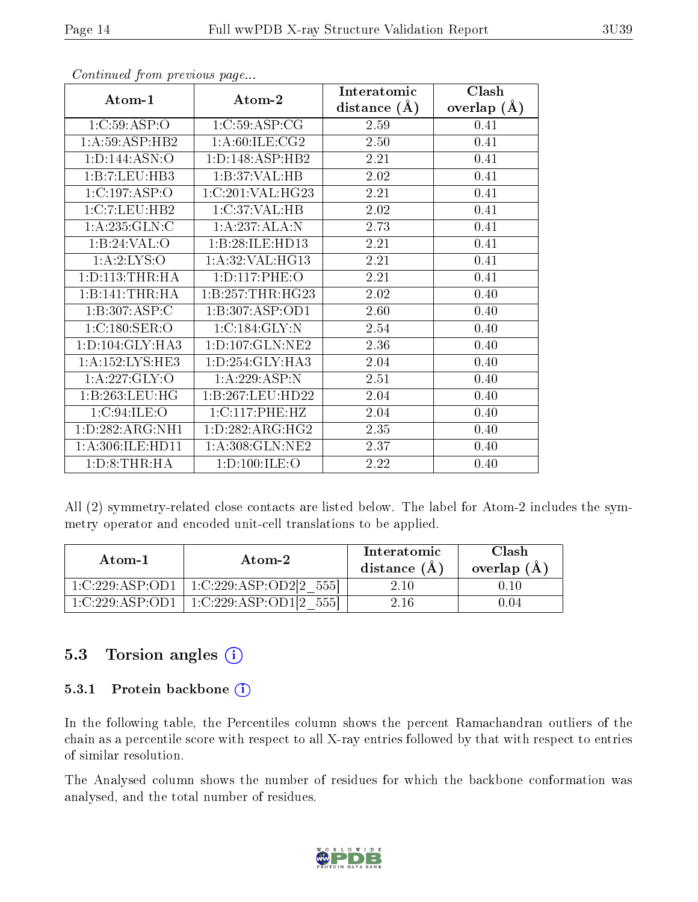*Continued from previous page...*

| Atom-1 | Atom-2 | Interatomic distance (Å) | Clash overlap (Å) |
|---|---|---|---|
| 1:C:59:ASP:O | 1:C:59:ASP:CG | 2.59 | 0.41 |
| 1:A:59:ASP:HB2 | 1:A:60:ILE:CG2 | 2.50 | 0.41 |
| 1:D:144:ASN:O | 1:D:148:ASP:HB2 | 2.21 | 0.41 |
| 1:B:7:LEU:HB3 | 1:B:37:VAL:HB | 2.02 | 0.41 |
| 1:C:197:ASP:O | 1:C:201:VAL:HG23 | 2.21 | 0.41 |
| 1:C:7:LEU:HB2 | 1:C:37:VAL:HB | 2.02 | 0.41 |
| 1:A:235:GLN:C | 1:A:237:ALA:N | 2.73 | 0.41 |
| 1:B:24:VAL:O | 1:B:28:ILE:HD13 | 2.21 | 0.41 |
| 1:A:2:LYS:O | 1:A:32:VAL:HG13 | 2.21 | 0.41 |
| 1:D:113:THR:HA | 1:D:117:PHE:O | 2.21 | 0.41 |
| 1:B:141:THR:HA | 1:B:257:THR:HG23 | 2.02 | 0.40 |
| 1:B:307:ASP:C | 1:B:307:ASP:OD1 | 2.60 | 0.40 |
| 1:C:180:SER:O | 1:C:184:GLY:N | 2.54 | 0.40 |
| 1:D:104:GLY:HA3 | 1:D:107:GLN:NE2 | 2.36 | 0.40 |
| 1:A:152:LYS:HE3 | 1:D:254:GLY:HA3 | 2.04 | 0.40 |
| 1:A:227:GLY:O | 1:A:229:ASP:N | 2.51 | 0.40 |
| 1:B:263:LEU:HG | 1:B:267:LEU:HD22 | 2.04 | 0.40 |
| 1:C:94:ILE:O | 1:C:117:PHE:HZ | 2.04 | 0.40 |
| 1:D:282:ARG:NH1 | 1:D:282:ARG:HG2 | 2.35 | 0.40 |
| 1:A:306:ILE:HD11 | 1:A:308:GLN:NE2 | 2.37 | 0.40 |
| 1:D:8:THR:HA | 1:D:100:ILE:O | 2.22 | 0.40 |

All (2) symmetry-related close contacts are listed below. The label for Atom-2 includes the symmetry operator and encoded unit-cell translations to be applied.

| Atom-1 | Atom-2 | Interatomic distance (Å) | Clash overlap (Å) |
|---|---|---|---|
| 1:C:229:ASP:OD1 | 1:C:229:ASP:OD2[2_555] | 2.10 | 0.10 |
| 1:C:229:ASP:OD1 | 1:C:229:ASP:OD1[2_555] | 2.16 | 0.04 |

## 5.3 Torsion angles (i)

### 5.3.1 Protein backbone (i)

In the following table, the Percentiles column shows the percent Ramachandran outliers of the chain as a percentile score with respect to all X-ray entries followed by that with respect to entries of similar resolution.

The Analysed column shows the number of residues for which the backbone conformation was analysed, and the total number of residues.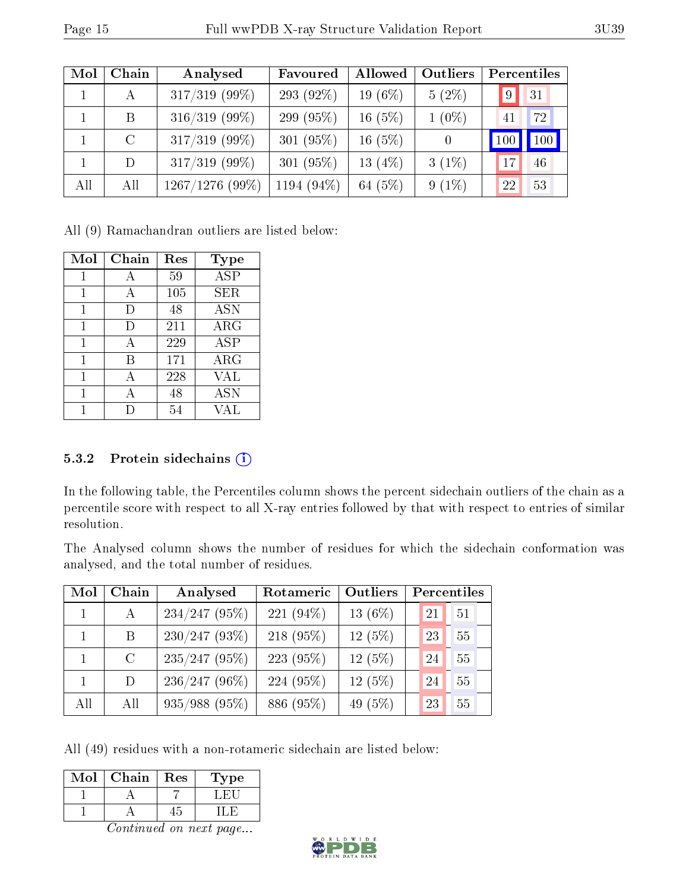| Mol | Chain | Analysed | Favoured | Allowed | Outliers | Percentiles | |
|---|---|---|---|---|---|---|---|
| 1 | A | 317/319 (99%) | 293 (92%) | 19 (6%) | 5 (2%) | 9 | 31 |
| 1 | B | 316/319 (99%) | 299 (95%) | 16 (5%) | 1 (0%) | 41 | 72 |
| 1 | C | 317/319 (99%) | 301 (95%) | 16 (5%) | 0 | 100 | 100 |
| 1 | D | 317/319 (99%) | 301 (95%) | 13 (4%) | 3 (1%) | 17 | 46 |
| All | All | 1267/1276 (99%) | 1194 (94%) | 64 (5%) | 9 (1%) | 22 | 53 |

All (9) Ramachandran outliers are listed below:

| Mol | Chain | Res | Type |
|---|---|---|---|
| 1 | A | 59 | ASP |
| 1 | A | 105 | SER |
| 1 | D | 48 | ASN |
| 1 | D | 211 | ARG |
| 1 | A | 229 | ASP |
| 1 | B | 171 | ARG |
| 1 | A | 228 | VAL |
| 1 | A | 48 | ASN |
| 1 | D | 54 | VAL |

### 5.3.2 Protein sidechains

In the following table, the Percentiles column shows the percent sidechain outliers of the chain as a percentile score with respect to all X-ray entries followed by that with respect to entries of similar resolution.

The Analysed column shows the number of residues for which the sidechain conformation was analysed, and the total number of residues.

| Mol | Chain | Analysed | Rotameric | Outliers | Percentiles | |
|---|---|---|---|---|---|---|
| 1 | A | 234/247 (95%) | 221 (94%) | 13 (6%) | 21 | 51 |
| 1 | B | 230/247 (93%) | 218 (95%) | 12 (5%) | 23 | 55 |
| 1 | C | 235/247 (95%) | 223 (95%) | 12 (5%) | 24 | 55 |
| 1 | D | 236/247 (96%) | 224 (95%) | 12 (5%) | 24 | 55 |
| All | All | 935/988 (95%) | 886 (95%) | 49 (5%) | 23 | 55 |

All (49) residues with a non-rotameric sidechain are listed below:

| Mol | Chain | Res | Type |
|---|---|---|---|
| 1 | A | 7 | LEU |
| 1 | A | 45 | ILE |

*Continued on next page...*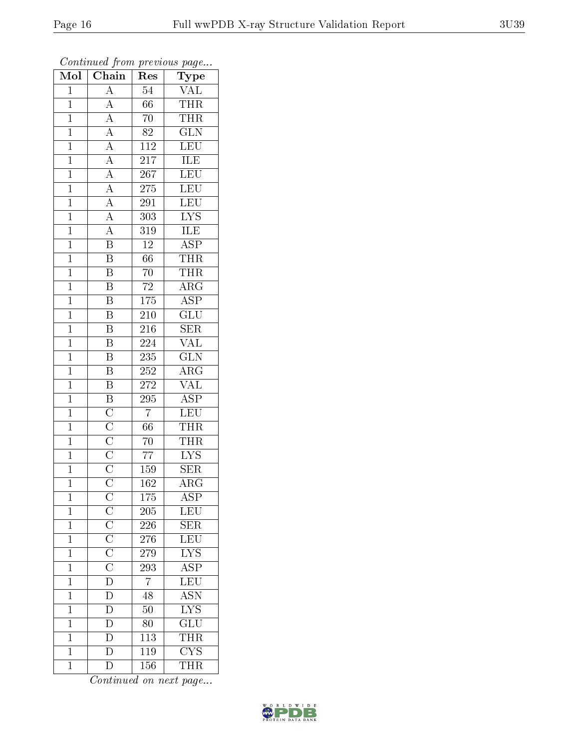*Continued from previous page...*

| Mol | Chain | Res | Type |
|---|---|---|---|
| 1 | A | 54 | VAL |
| 1 | A | 66 | THR |
| 1 | A | 70 | THR |
| 1 | A | 82 | GLN |
| 1 | A | 112 | LEU |
| 1 | A | 217 | ILE |
| 1 | A | 267 | LEU |
| 1 | A | 275 | LEU |
| 1 | A | 291 | LEU |
| 1 | A | 303 | LYS |
| 1 | A | 319 | ILE |
| 1 | B | 12 | ASP |
| 1 | B | 66 | THR |
| 1 | B | 70 | THR |
| 1 | B | 72 | ARG |
| 1 | B | 175 | ASP |
| 1 | B | 210 | GLU |
| 1 | B | 216 | SER |
| 1 | B | 224 | VAL |
| 1 | B | 235 | GLN |
| 1 | B | 252 | ARG |
| 1 | B | 272 | VAL |
| 1 | B | 295 | ASP |
| 1 | C | 7 | LEU |
| 1 | C | 66 | THR |
| 1 | C | 70 | THR |
| 1 | C | 77 | LYS |
| 1 | C | 159 | SER |
| 1 | C | 162 | ARG |
| 1 | C | 175 | ASP |
| 1 | C | 205 | LEU |
| 1 | C | 226 | SER |
| 1 | C | 276 | LEU |
| 1 | C | 279 | LYS |
| 1 | C | 293 | ASP |
| 1 | D | 7 | LEU |
| 1 | D | 48 | ASN |
| 1 | D | 50 | LYS |
| 1 | D | 80 | GLU |
| 1 | D | 113 | THR |
| 1 | D | 119 | CYS |
| 1 | D | 156 | THR |

*Continued on next page...*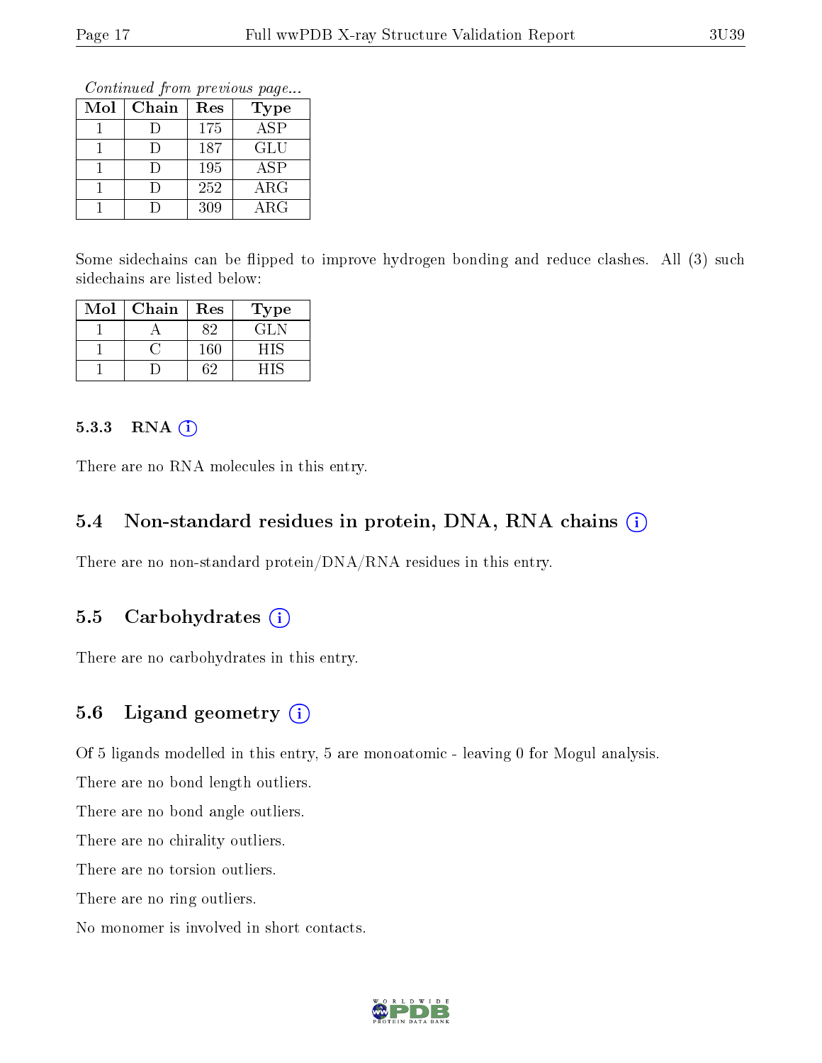*Continued from previous page...*

| Mol | Chain | Res | Type |
|---|---|---|---|
| 1 | D | 175 | ASP |
| 1 | D | 187 | GLU |
| 1 | D | 195 | ASP |
| 1 | D | 252 | ARG |
| 1 | D | 309 | ARG |

Some sidechains can be flipped to improve hydrogen bonding and reduce clashes. All (3) such sidechains are listed below:

| Mol | Chain | Res | Type |
|---|---|---|---|
| 1 | A | 82 | GLN |
| 1 | C | 160 | HIS |
| 1 | D | 62 | HIS |

#### 5.3.3 RNA

There are no RNA molecules in this entry.

### 5.4 Non-standard residues in protein, DNA, RNA chains

There are no non-standard protein/DNA/RNA residues in this entry.

### 5.5 Carbohydrates

There are no carbohydrates in this entry.

### 5.6 Ligand geometry

Of 5 ligands modelled in this entry, 5 are monoatomic - leaving 0 for Mogul analysis.

There are no bond length outliers.

There are no bond angle outliers.

There are no chirality outliers.

There are no torsion outliers.

There are no ring outliers.

No monomer is involved in short contacts.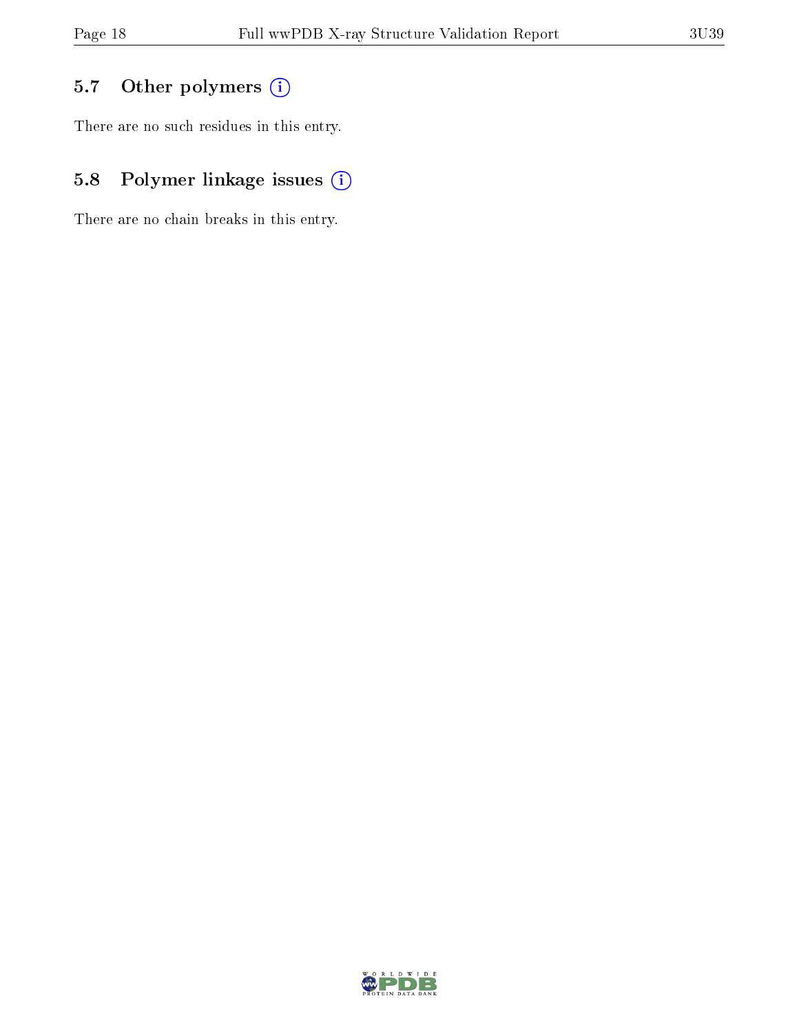### 5.7 Other polymers

There are no such residues in this entry.

### 5.8 Polymer linkage issues

There are no chain breaks in this entry.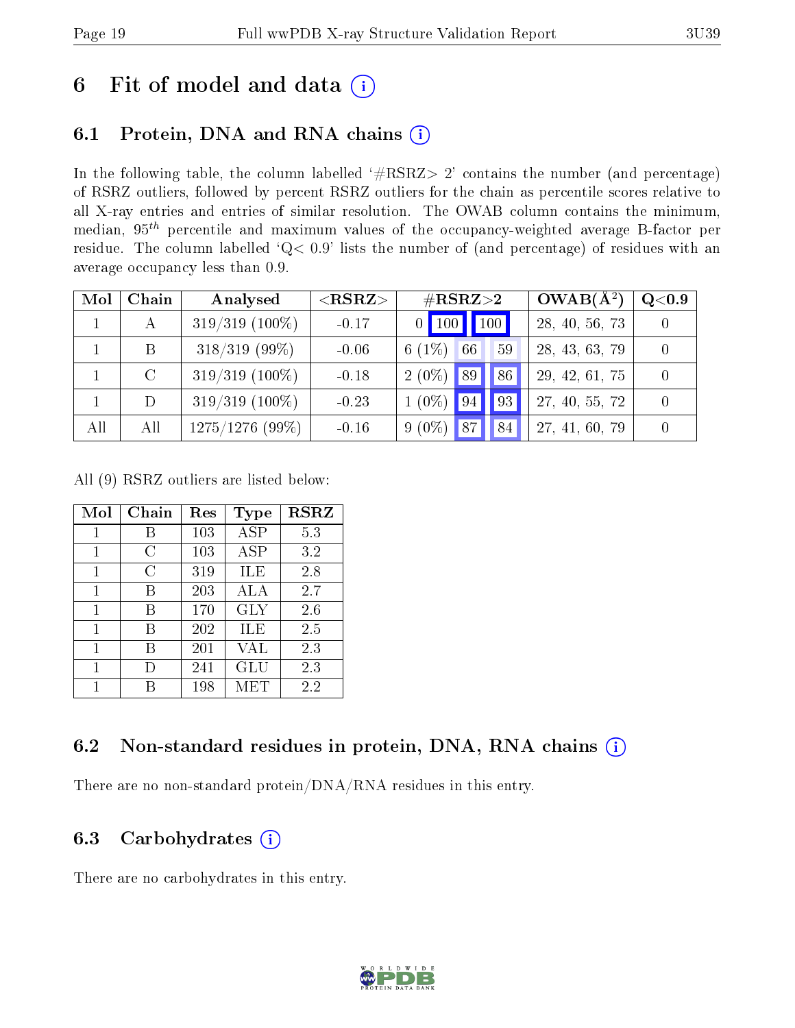# 6 Fit of model and data (i)

## 6.1 Protein, DNA and RNA chains (i)

In the following table, the column labelled '#RSRZ> 2' contains the number (and percentage) of RSRZ outliers, followed by percent RSRZ outliers for the chain as percentile scores relative to all X-ray entries and entries of similar resolution. The OWAB column contains the minimum, median, $95^{th}$ percentile and maximum values of the occupancy-weighted average B-factor per residue. The column labelled 'Q< 0.9' lists the number of (and percentage) of residues with an average occupancy less than 0.9.

| Mol | Chain | Analysed | <RSRZ> | #RSRZ>2 | | | OWAB(Å$^2$) | Q<0.9 |
|---|---|---|---|---|---|---|---|---|
| 1 | A | 319/319 (100%) | -0.17 | 0 | 100 | 100 | 28, 40, 56, 73 | 0 |
| 1 | B | 318/319 (99%) | -0.06 | 6 (1%) | 66 | 59 | 28, 43, 63, 79 | 0 |
| 1 | C | 319/319 (100%) | -0.18 | 2 (0%) | 89 | 86 | 29, 42, 61, 75 | 0 |
| 1 | D | 319/319 (100%) | -0.23 | 1 (0%) | 94 | 93 | 27, 40, 55, 72 | 0 |
| All | All | 1275/1276 (99%) | -0.16 | 9 (0%) | 87 | 84 | 27, 41, 60, 79 | 0 |

All (9) RSRZ outliers are listed below:

| Mol | Chain | Res | Type | RSRZ |
|---|---|---|---|---|
| 1 | B | 103 | ASP | 5.3 |
| 1 | C | 103 | ASP | 3.2 |
| 1 | C | 319 | ILE | 2.8 |
| 1 | B | 203 | ALA | 2.7 |
| 1 | B | 170 | GLY | 2.6 |
| 1 | B | 202 | ILE | 2.5 |
| 1 | B | 201 | VAL | 2.3 |
| 1 | D | 241 | GLU | 2.3 |
| 1 | B | 198 | MET | 2.2 |

## 6.2 Non-standard residues in protein, DNA, RNA chains (i)

There are no non-standard protein/DNA/RNA residues in this entry.

## 6.3 Carbohydrates (i)

There are no carbohydrates in this entry.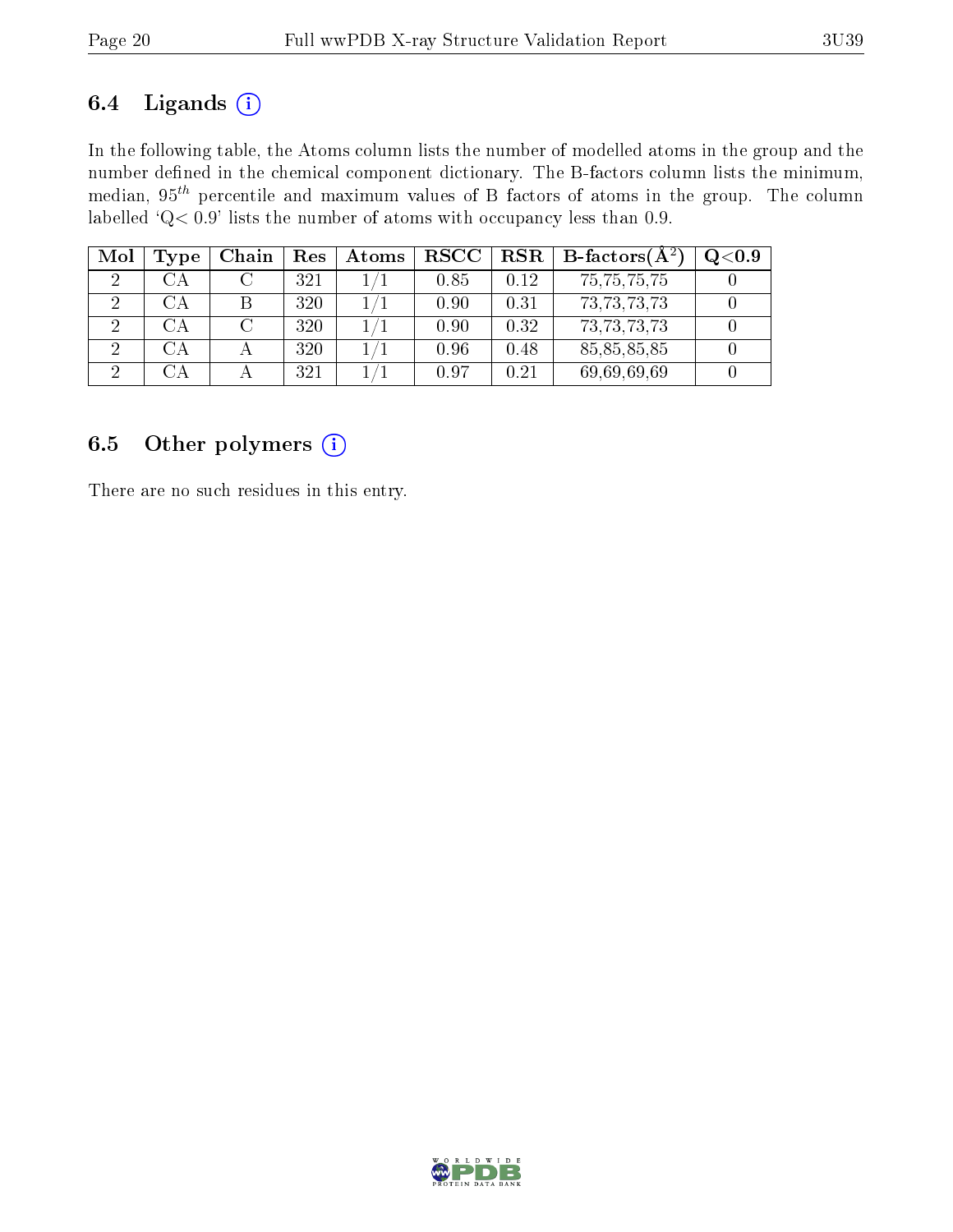## 6.4 Ligands (i)

In the following table, the Atoms column lists the number of modelled atoms in the group and the number defined in the chemical component dictionary. The B-factors column lists the minimum, median, $95^{th}$ percentile and maximum values of B factors of atoms in the group. The column labelled 'Q< 0.9' lists the number of atoms with occupancy less than 0.9.

| Mol | Type | Chain | Res | Atoms | RSCC | RSR | B-factors($Å^2$) | Q<0.9 |
|---|---|---|---|---|---|---|---|---|
| 2 | CA | C | 321 | 1/1 | 0.85 | 0.12 | 75,75,75,75 | 0 |
| 2 | CA | B | 320 | 1/1 | 0.90 | 0.31 | 73,73,73,73 | 0 |
| 2 | CA | C | 320 | 1/1 | 0.90 | 0.32 | 73,73,73,73 | 0 |
| 2 | CA | A | 320 | 1/1 | 0.96 | 0.48 | 85,85,85,85 | 0 |
| 2 | CA | A | 321 | 1/1 | 0.97 | 0.21 | 69,69,69,69 | 0 |

## 6.5 Other polymers (i)

There are no such residues in this entry.